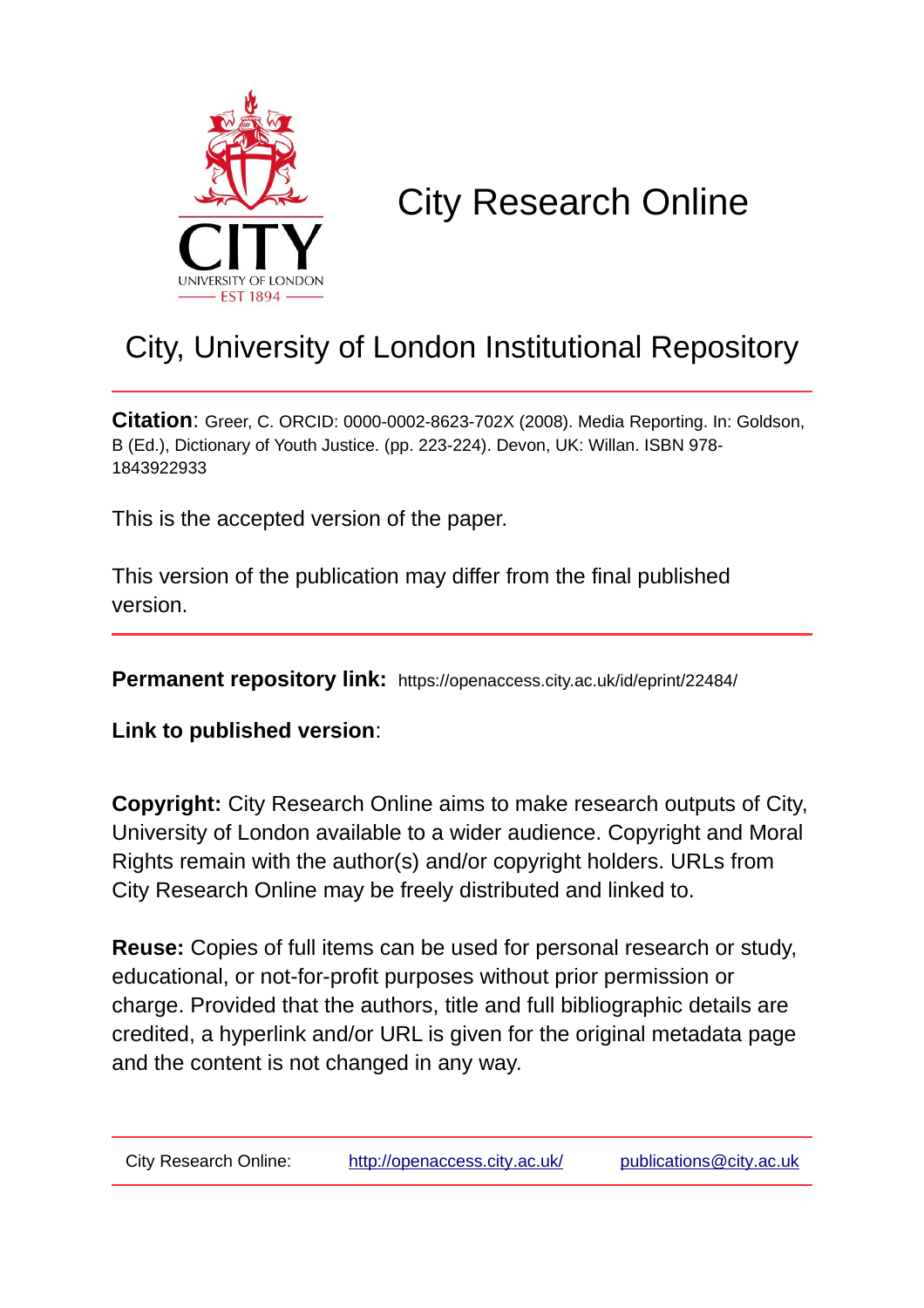# City Research Online

## City, University of London Institutional Repository

**Citation**: Greer, C. ORCID: 0000-0002-8623-702X (2008). Media Reporting. In: Goldson, B (Ed.), Dictionary of Youth Justice. (pp. 223-224). Devon, UK: Willan. ISBN 978-1843922933

This is the accepted version of the paper.

This version of the publication may differ from the final published version.

**Permanent repository link:** https://openaccess.city.ac.uk/id/eprint/22484/

**Link to published version**:

**Copyright:** City Research Online aims to make research outputs of City, University of London available to a wider audience. Copyright and Moral Rights remain with the author(s) and/or copyright holders. URLs from City Research Online may be freely distributed and linked to.

**Reuse:** Copies of full items can be used for personal research or study, educational, or not-for-profit purposes without prior permission or charge. Provided that the authors, title and full bibliographic details are credited, a hyperlink and/or URL is given for the original metadata page and the content is not changed in any way.

City Research Online: http://openaccess.city.ac.uk/ publications@city.ac.uk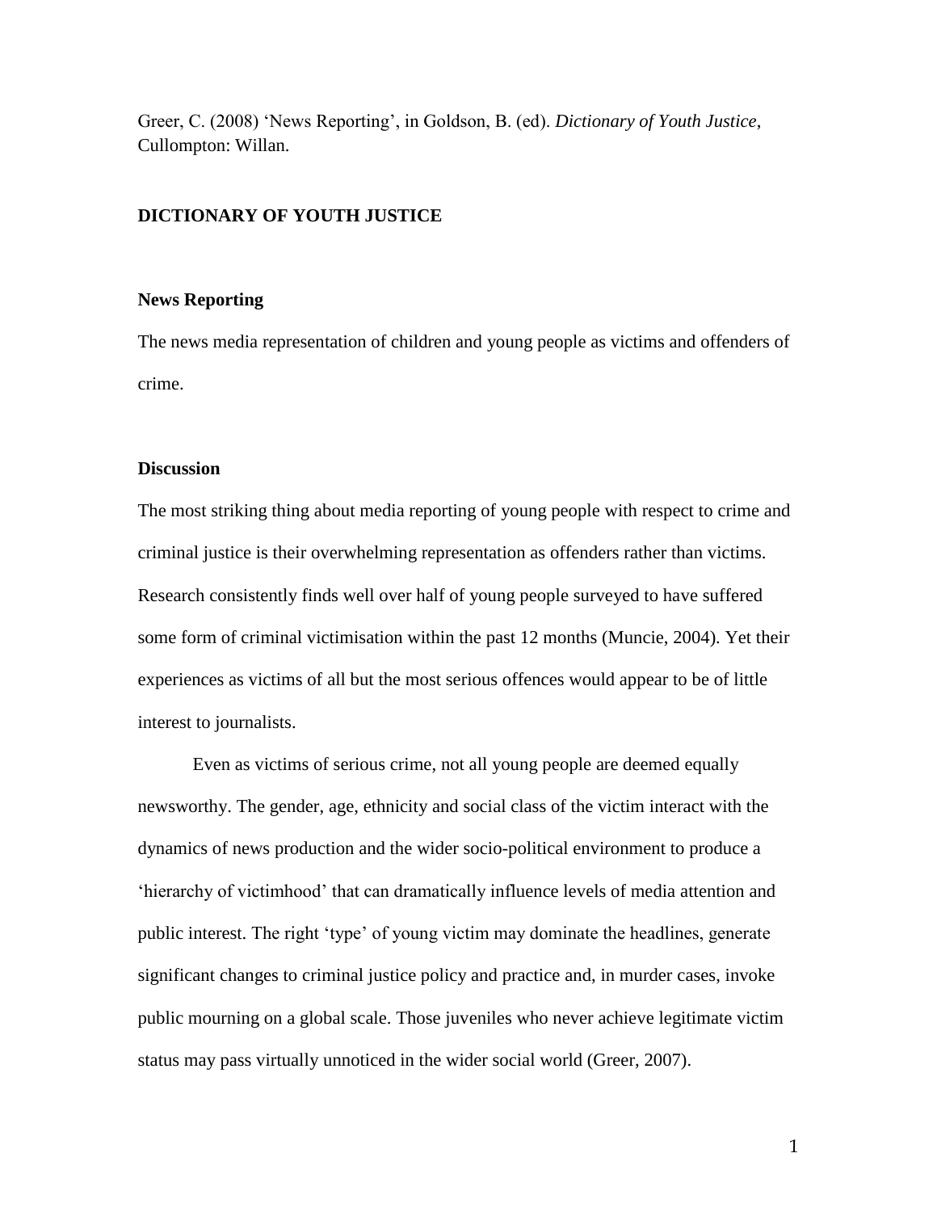Greer, C. (2008) 'News Reporting', in Goldson, B. (ed). *Dictionary of Youth Justice*, Cullompton: Willan.

## DICTIONARY OF YOUTH JUSTICE

### News Reporting

The news media representation of children and young people as victims and offenders of crime.

### Discussion

The most striking thing about media reporting of young people with respect to crime and criminal justice is their overwhelming representation as offenders rather than victims. Research consistently finds well over half of young people surveyed to have suffered some form of criminal victimisation within the past 12 months (Muncie, 2004). Yet their experiences as victims of all but the most serious offences would appear to be of little interest to journalists.

Even as victims of serious crime, not all young people are deemed equally newsworthy. The gender, age, ethnicity and social class of the victim interact with the dynamics of news production and the wider socio-political environment to produce a 'hierarchy of victimhood' that can dramatically influence levels of media attention and public interest. The right 'type' of young victim may dominate the headlines, generate significant changes to criminal justice policy and practice and, in murder cases, invoke public mourning on a global scale. Those juveniles who never achieve legitimate victim status may pass virtually unnoticed in the wider social world (Greer, 2007).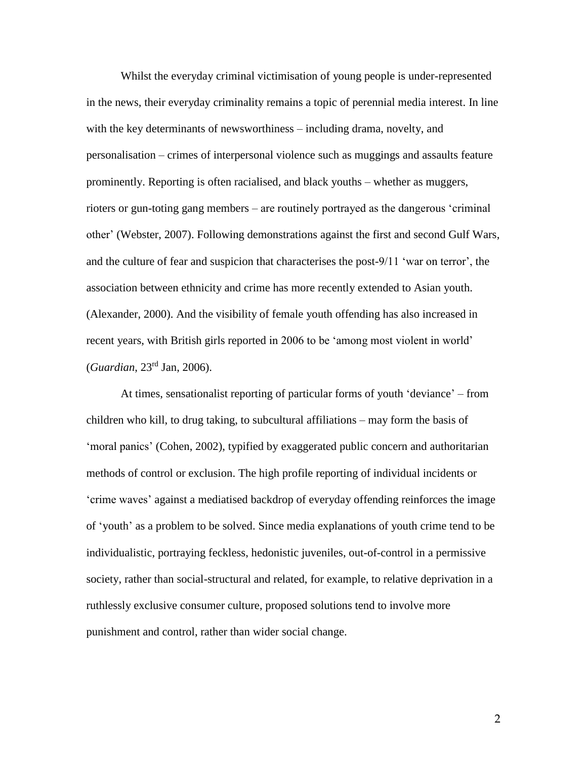Whilst the everyday criminal victimisation of young people is under-represented in the news, their everyday criminality remains a topic of perennial media interest. In line with the key determinants of newsworthiness – including drama, novelty, and personalisation – crimes of interpersonal violence such as muggings and assaults feature prominently. Reporting is often racialised, and black youths – whether as muggers, rioters or gun-toting gang members – are routinely portrayed as the dangerous 'criminal other' (Webster, 2007). Following demonstrations against the first and second Gulf Wars, and the culture of fear and suspicion that characterises the post-9/11 'war on terror', the association between ethnicity and crime has more recently extended to Asian youth. (Alexander, 2000). And the visibility of female youth offending has also increased in recent years, with British girls reported in 2006 to be 'among most violent in world' (*Guardian*, 23rd Jan, 2006).

At times, sensationalist reporting of particular forms of youth 'deviance' – from children who kill, to drug taking, to subcultural affiliations – may form the basis of 'moral panics' (Cohen, 2002), typified by exaggerated public concern and authoritarian methods of control or exclusion. The high profile reporting of individual incidents or 'crime waves' against a mediatised backdrop of everyday offending reinforces the image of 'youth' as a problem to be solved. Since media explanations of youth crime tend to be individualistic, portraying feckless, hedonistic juveniles, out-of-control in a permissive society, rather than social-structural and related, for example, to relative deprivation in a ruthlessly exclusive consumer culture, proposed solutions tend to involve more punishment and control, rather than wider social change.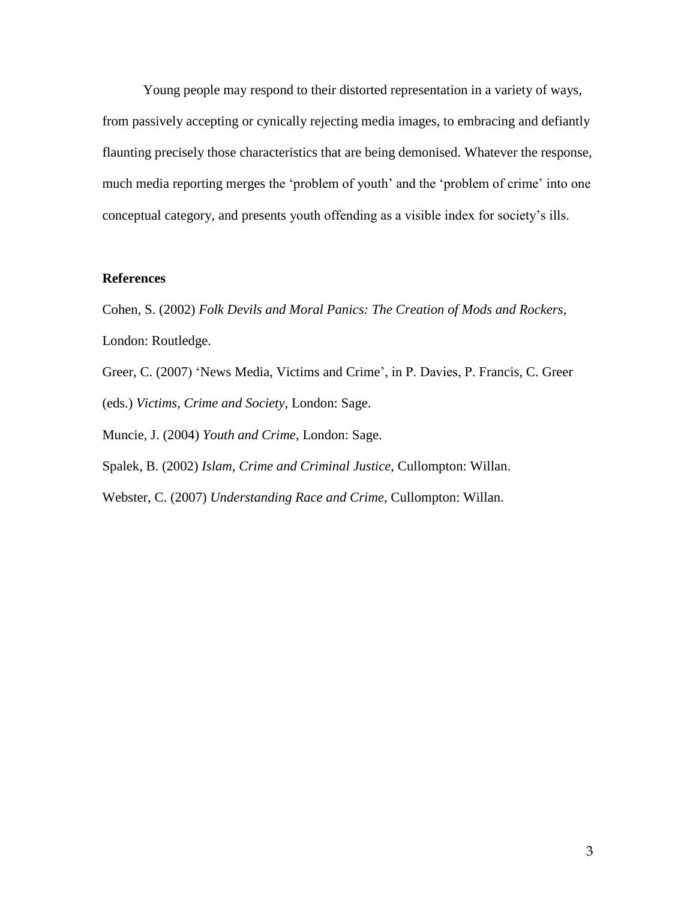Young people may respond to their distorted representation in a variety of ways, from passively accepting or cynically rejecting media images, to embracing and defiantly flaunting precisely those characteristics that are being demonised. Whatever the response, much media reporting merges the 'problem of youth' and the 'problem of crime' into one conceptual category, and presents youth offending as a visible index for society's ills.

**References**

Cohen, S. (2002) *Folk Devils and Moral Panics: The Creation of Mods and Rockers*, London: Routledge.

Greer, C. (2007) 'News Media, Victims and Crime', in P. Davies, P. Francis, C. Greer (eds.) *Victims, Crime and Society*, London: Sage.

Muncie, J. (2004) *Youth and Crime*, London: Sage.

Spalek, B. (2002) *Islam, Crime and Criminal Justice,* Cullompton: Willan.

Webster, C. (2007) *Understanding Race and Crime*, Cullompton: Willan.